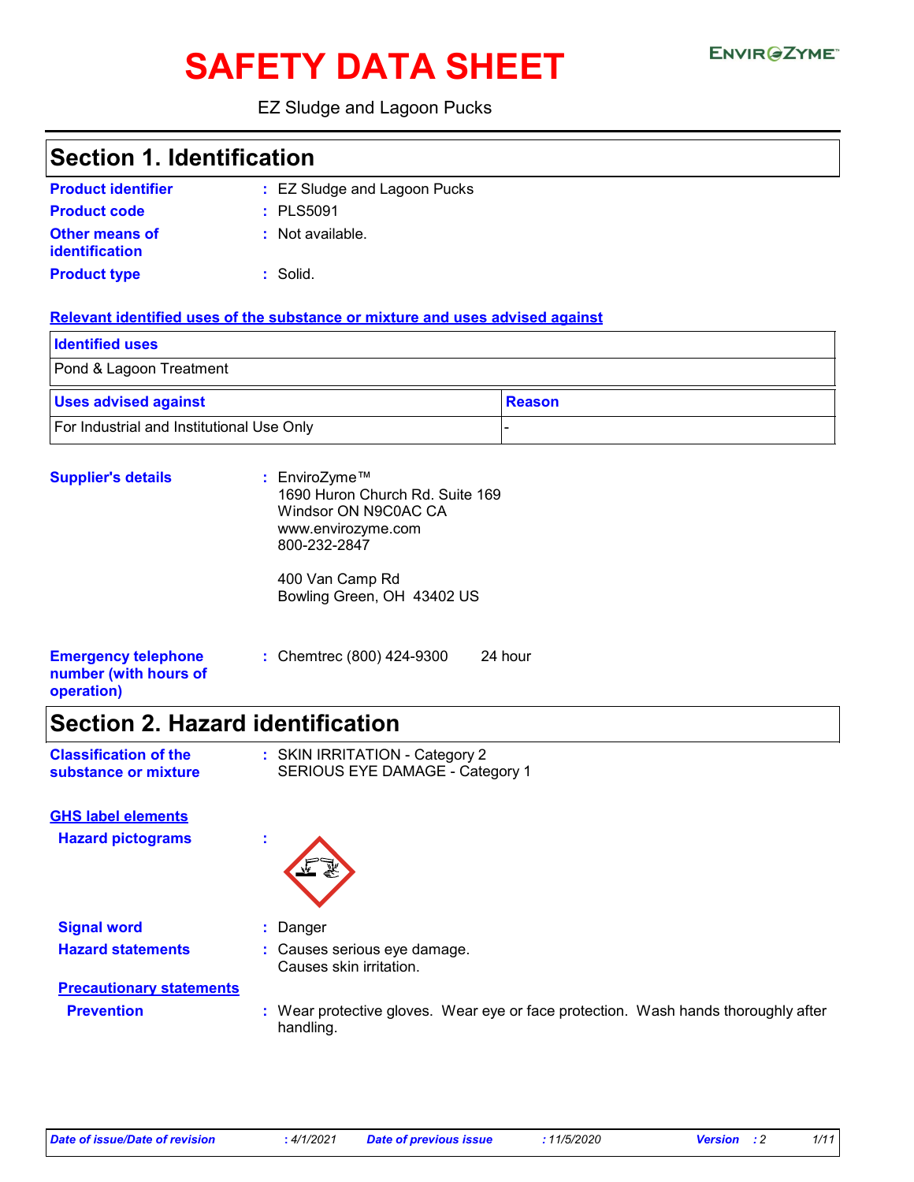# SAFETY DATA SHEET

EZ Sludge and Lagoon Pucks

## Section 1. Identification

**Product identifier** : EZ Sludge and Lagoon Pucks

**Product code** : PLS5091

**Other means of identification** : Not available.

**Product type** : Solid.

**Relevant identified uses of the substance or mixture and uses advised against**

| Identified uses |
| --- |
| Pond & Lagoon Treatment |

| Uses advised against | Reason |
| --- | --- |
| For Industrial and Institutional Use Only | - |

**Supplier's details** : EnviroZyme™
1690 Huron Church Rd. Suite 169
Windsor ON N9C0AC CA
www.envirozyme.com
800-232-2847

400 Van Camp Rd
Bowling Green, OH 43402 US

**Emergency telephone number (with hours of operation)** : Chemtrec (800) 424-9300 24 hour

## Section 2. Hazard identification

**Classification of the substance or mixture** : SKIN IRRITATION - Category 2
SERIOUS EYE DAMAGE - Category 1

**GHS label elements**

**Hazard pictograms** :

**Signal word** : Danger

**Hazard statements** : Causes serious eye damage.
Causes skin irritation.

**Precautionary statements**

**Prevention** : Wear protective gloves. Wear eye or face protection. Wash hands thoroughly after handling.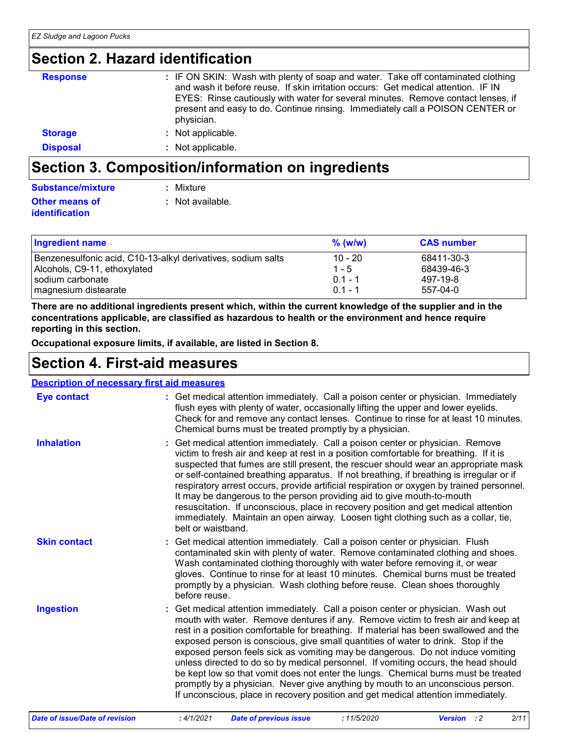# Section 2. Hazard identification

**Response** : IF ON SKIN: Wash with plenty of soap and water. Take off contaminated clothing and wash it before reuse. If skin irritation occurs: Get medical attention. IF IN EYES: Rinse cautiously with water for several minutes. Remove contact lenses, if present and easy to do. Continue rinsing. Immediately call a POISON CENTER or physician.

**Storage** : Not applicable.

**Disposal** : Not applicable.

# Section 3. Composition/information on ingredients

**Substance/mixture** : Mixture

**Other means of identification** : Not available.

| Ingredient name | % (w/w) | CAS number |
|---|---|---|
| Benzenesulfonic acid, C10-13-alkyl derivatives, sodium salts | 10 - 20 | 68411-30-3 |
| Alcohols, C9-11, ethoxylated | 1 - 5 | 68439-46-3 |
| sodium carbonate | 0.1 - 1 | 497-19-8 |
| magnesium distearate | 0.1 - 1 | 557-04-0 |

**There are no additional ingredients present which, within the current knowledge of the supplier and in the concentrations applicable, are classified as hazardous to health or the environment and hence require reporting in this section.**

**Occupational exposure limits, if available, are listed in Section 8.**

# Section 4. First-aid measures

## Description of necessary first aid measures

**Eye contact** : Get medical attention immediately. Call a poison center or physician. Immediately flush eyes with plenty of water, occasionally lifting the upper and lower eyelids. Check for and remove any contact lenses. Continue to rinse for at least 10 minutes. Chemical burns must be treated promptly by a physician.

**Inhalation** : Get medical attention immediately. Call a poison center or physician. Remove victim to fresh air and keep at rest in a position comfortable for breathing. If it is suspected that fumes are still present, the rescuer should wear an appropriate mask or self-contained breathing apparatus. If not breathing, if breathing is irregular or if respiratory arrest occurs, provide artificial respiration or oxygen by trained personnel. It may be dangerous to the person providing aid to give mouth-to-mouth resuscitation. If unconscious, place in recovery position and get medical attention immediately. Maintain an open airway. Loosen tight clothing such as a collar, tie, belt or waistband.

**Skin contact** : Get medical attention immediately. Call a poison center or physician. Flush contaminated skin with plenty of water. Remove contaminated clothing and shoes. Wash contaminated clothing thoroughly with water before removing it, or wear gloves. Continue to rinse for at least 10 minutes. Chemical burns must be treated promptly by a physician. Wash clothing before reuse. Clean shoes thoroughly before reuse.

**Ingestion** : Get medical attention immediately. Call a poison center or physician. Wash out mouth with water. Remove dentures if any. Remove victim to fresh air and keep at rest in a position comfortable for breathing. If material has been swallowed and the exposed person is conscious, give small quantities of water to drink. Stop if the exposed person feels sick as vomiting may be dangerous. Do not induce vomiting unless directed to do so by medical personnel. If vomiting occurs, the head should be kept low so that vomit does not enter the lungs. Chemical burns must be treated promptly by a physician. Never give anything by mouth to an unconscious person. If unconscious, place in recovery position and get medical attention immediately.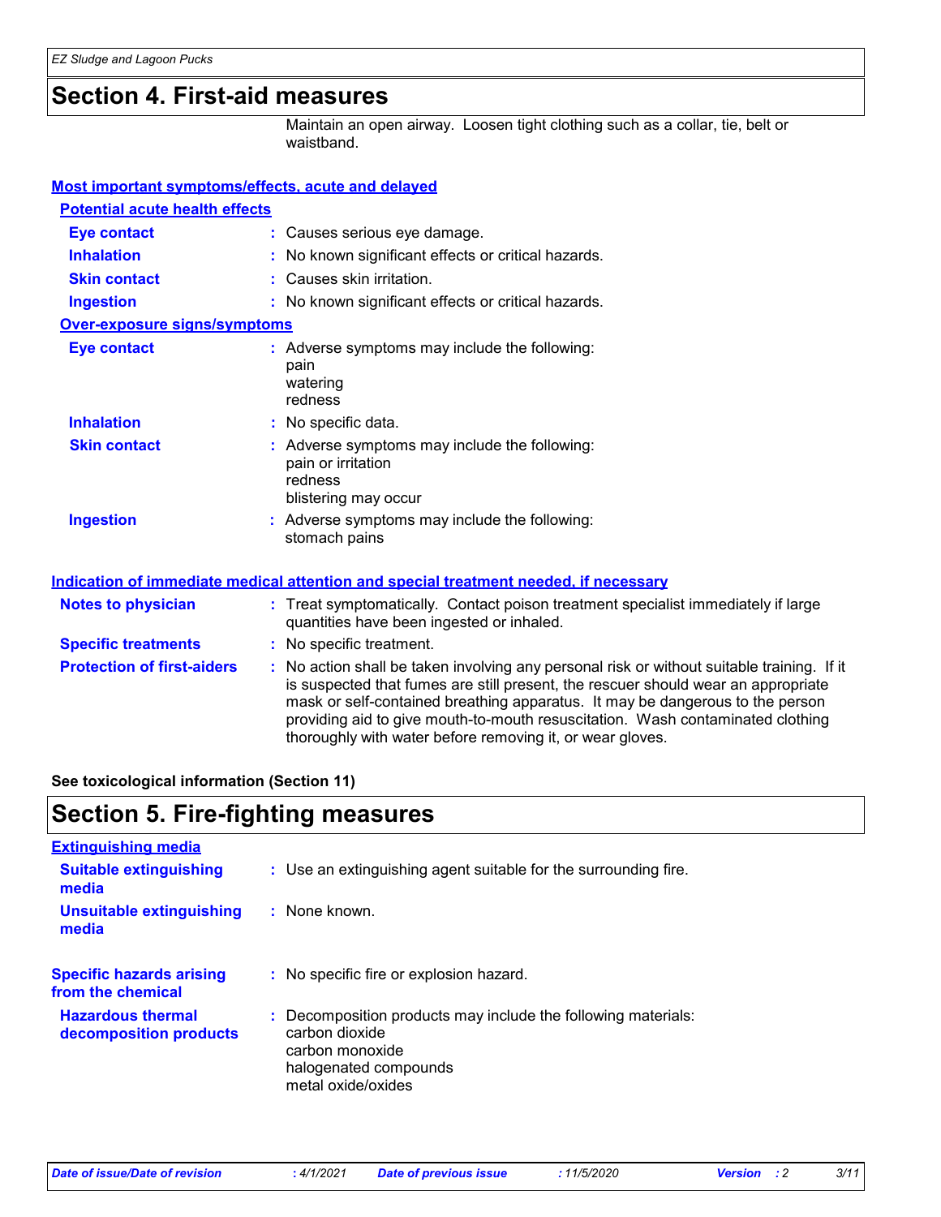# Section 4. First-aid measures

Maintain an open airway. Loosen tight clothing such as a collar, tie, belt or waistband.

## Most important symptoms/effects, acute and delayed

### Potential acute health effects

| | |
|---|---|
| **Eye contact** | : Causes serious eye damage. |
| **Inhalation** | : No known significant effects or critical hazards. |
| **Skin contact** | : Causes skin irritation. |
| **Ingestion** | : No known significant effects or critical hazards. |

### Over-exposure signs/symptoms

| | |
|---|---|
| **Eye contact** | : Adverse symptoms may include the following:<br>pain<br>watering<br>redness |
| **Inhalation** | : No specific data. |
| **Skin contact** | : Adverse symptoms may include the following:<br>pain or irritation<br>redness<br>blistering may occur |
| **Ingestion** | : Adverse symptoms may include the following:<br>stomach pains |

## Indication of immediate medical attention and special treatment needed, if necessary

| | |
|---|---|
| **Notes to physician** | : Treat symptomatically. Contact poison treatment specialist immediately if large quantities have been ingested or inhaled. |
| **Specific treatments** | : No specific treatment. |
| **Protection of first-aiders** | : No action shall be taken involving any personal risk or without suitable training. If it is suspected that fumes are still present, the rescuer should wear an appropriate mask or self-contained breathing apparatus. It may be dangerous to the person providing aid to give mouth-to-mouth resuscitation. Wash contaminated clothing thoroughly with water before removing it, or wear gloves. |

**See toxicological information (Section 11)**

# Section 5. Fire-fighting measures

## Extinguishing media

| | |
|---|---|
| **Suitable extinguishing media** | : Use an extinguishing agent suitable for the surrounding fire. |
| **Unsuitable extinguishing media** | : None known. |

| | |
|---|---|
| **Specific hazards arising from the chemical** | : No specific fire or explosion hazard. |
| **Hazardous thermal decomposition products** | : Decomposition products may include the following materials:<br>carbon dioxide<br>carbon monoxide<br>halogenated compounds<br>metal oxide/oxides |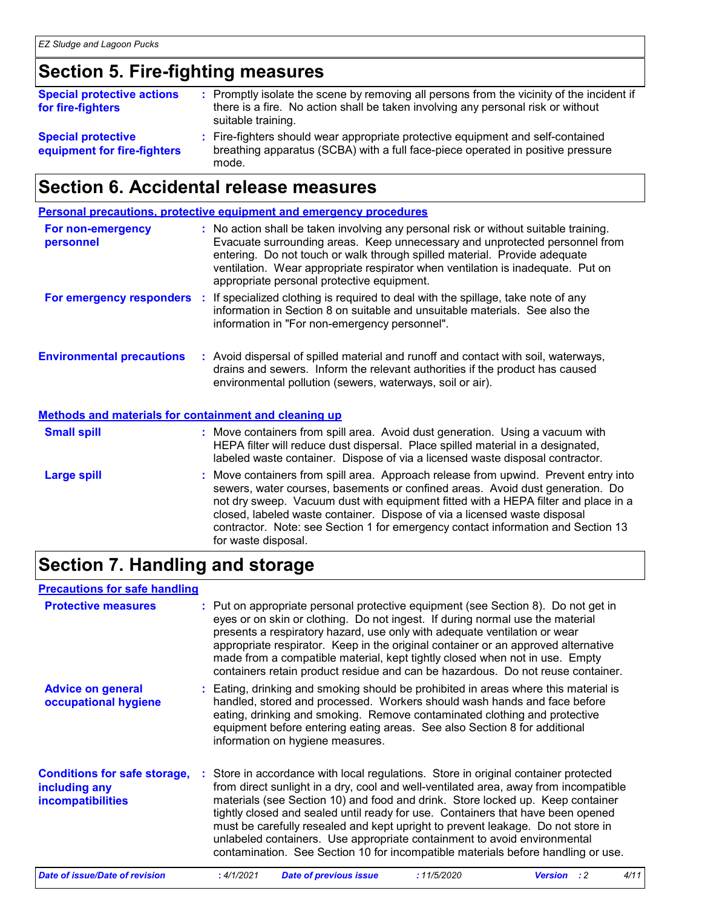## Section 5. Fire-fighting measures

**Special protective actions for fire-fighters** : Promptly isolate the scene by removing all persons from the vicinity of the incident if there is a fire. No action shall be taken involving any personal risk or without suitable training.

**Special protective equipment for fire-fighters** : Fire-fighters should wear appropriate protective equipment and self-contained breathing apparatus (SCBA) with a full face-piece operated in positive pressure mode.

## Section 6. Accidental release measures

### Personal precautions, protective equipment and emergency procedures

**For non-emergency personnel** : No action shall be taken involving any personal risk or without suitable training. Evacuate surrounding areas. Keep unnecessary and unprotected personnel from entering. Do not touch or walk through spilled material. Provide adequate ventilation. Wear appropriate respirator when ventilation is inadequate. Put on appropriate personal protective equipment.

**For emergency responders** : If specialized clothing is required to deal with the spillage, take note of any information in Section 8 on suitable and unsuitable materials. See also the information in "For non-emergency personnel".

**Environmental precautions** : Avoid dispersal of spilled material and runoff and contact with soil, waterways, drains and sewers. Inform the relevant authorities if the product has caused environmental pollution (sewers, waterways, soil or air).

### Methods and materials for containment and cleaning up

**Small spill** : Move containers from spill area. Avoid dust generation. Using a vacuum with HEPA filter will reduce dust dispersal. Place spilled material in a designated, labeled waste container. Dispose of via a licensed waste disposal contractor.

**Large spill** : Move containers from spill area. Approach release from upwind. Prevent entry into sewers, water courses, basements or confined areas. Avoid dust generation. Do not dry sweep. Vacuum dust with equipment fitted with a HEPA filter and place in a closed, labeled waste container. Dispose of via a licensed waste disposal contractor. Note: see Section 1 for emergency contact information and Section 13 for waste disposal.

## Section 7. Handling and storage

### Precautions for safe handling

**Protective measures** : Put on appropriate personal protective equipment (see Section 8). Do not get in eyes or on skin or clothing. Do not ingest. If during normal use the material presents a respiratory hazard, use only with adequate ventilation or wear appropriate respirator. Keep in the original container or an approved alternative made from a compatible material, kept tightly closed when not in use. Empty containers retain product residue and can be hazardous. Do not reuse container.

**Advice on general occupational hygiene** : Eating, drinking and smoking should be prohibited in areas where this material is handled, stored and processed. Workers should wash hands and face before eating, drinking and smoking. Remove contaminated clothing and protective equipment before entering eating areas. See also Section 8 for additional information on hygiene measures.

**Conditions for safe storage, including any incompatibilities** : Store in accordance with local regulations. Store in original container protected from direct sunlight in a dry, cool and well-ventilated area, away from incompatible materials (see Section 10) and food and drink. Store locked up. Keep container tightly closed and sealed until ready for use. Containers that have been opened must be carefully resealed and kept upright to prevent leakage. Do not store in unlabeled containers. Use appropriate containment to avoid environmental contamination. See Section 10 for incompatible materials before handling or use.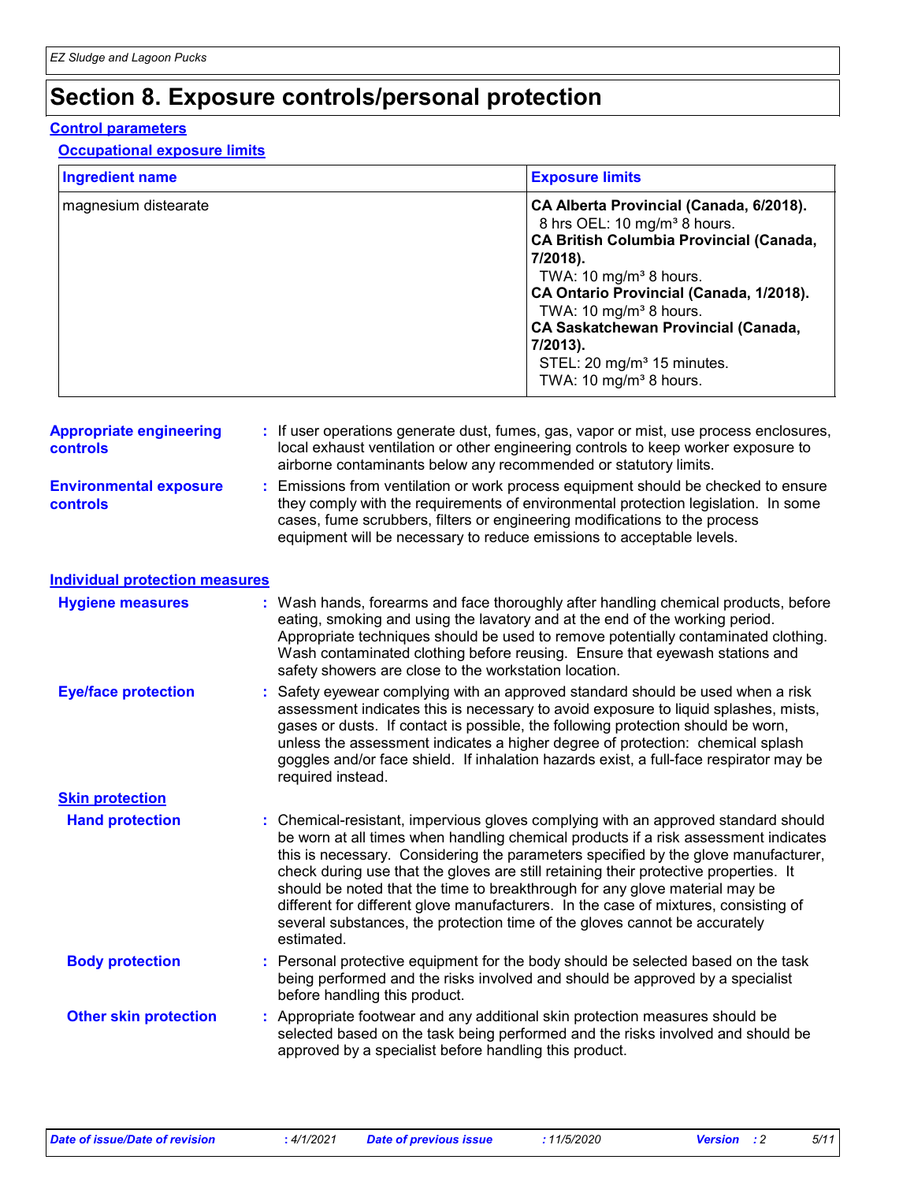# Section 8. Exposure controls/personal protection

## Control parameters

### Occupational exposure limits

| Ingredient name | Exposure limits |
| --- | --- |
| magnesium distearate | **CA Alberta Provincial (Canada, 6/2018).**<br>8 hrs OEL: 10 mg/m³ 8 hours.<br>**CA British Columbia Provincial (Canada, 7/2018).**<br>TWA: 10 mg/m³ 8 hours.<br>**CA Ontario Provincial (Canada, 1/2018).**<br>TWA: 10 mg/m³ 8 hours.<br>**CA Saskatchewan Provincial (Canada, 7/2013).**<br>STEL: 20 mg/m³ 15 minutes.<br>TWA: 10 mg/m³ 8 hours. |

**Appropriate engineering controls** : If user operations generate dust, fumes, gas, vapor or mist, use process enclosures, local exhaust ventilation or other engineering controls to keep worker exposure to airborne contaminants below any recommended or statutory limits.

**Environmental exposure controls** : Emissions from ventilation or work process equipment should be checked to ensure they comply with the requirements of environmental protection legislation. In some cases, fume scrubbers, filters or engineering modifications to the process equipment will be necessary to reduce emissions to acceptable levels.

## Individual protection measures

**Hygiene measures** : Wash hands, forearms and face thoroughly after handling chemical products, before eating, smoking and using the lavatory and at the end of the working period. Appropriate techniques should be used to remove potentially contaminated clothing. Wash contaminated clothing before reusing. Ensure that eyewash stations and safety showers are close to the workstation location.

**Eye/face protection** : Safety eyewear complying with an approved standard should be used when a risk assessment indicates this is necessary to avoid exposure to liquid splashes, mists, gases or dusts. If contact is possible, the following protection should be worn, unless the assessment indicates a higher degree of protection: chemical splash goggles and/or face shield. If inhalation hazards exist, a full-face respirator may be required instead.

### Skin protection

**Hand protection** : Chemical-resistant, impervious gloves complying with an approved standard should be worn at all times when handling chemical products if a risk assessment indicates this is necessary. Considering the parameters specified by the glove manufacturer, check during use that the gloves are still retaining their protective properties. It should be noted that the time to breakthrough for any glove material may be different for different glove manufacturers. In the case of mixtures, consisting of several substances, the protection time of the gloves cannot be accurately estimated.

**Body protection** : Personal protective equipment for the body should be selected based on the task being performed and the risks involved and should be approved by a specialist before handling this product.

**Other skin protection** : Appropriate footwear and any additional skin protection measures should be selected based on the task being performed and the risks involved and should be approved by a specialist before handling this product.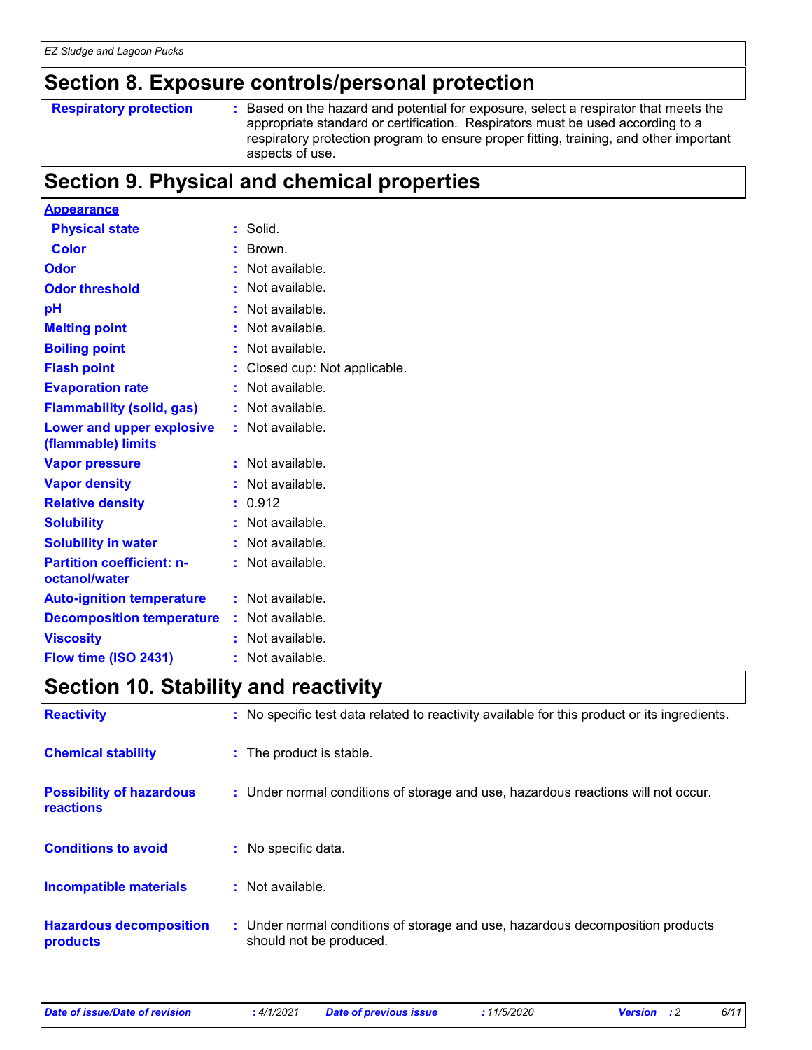## Section 8. Exposure controls/personal protection

| | |
|---|---|
| **Respiratory protection** | : Based on the hazard and potential for exposure, select a respirator that meets the appropriate standard or certification. Respirators must be used according to a respiratory protection program to ensure proper fitting, training, and other important aspects of use. |

## Section 9. Physical and chemical properties

**Appearance**

| | |
|---|---|
| **Physical state** | : Solid. |
| **Color** | : Brown. |
| **Odor** | : Not available. |
| **Odor threshold** | : Not available. |
| **pH** | : Not available. |
| **Melting point** | : Not available. |
| **Boiling point** | : Not available. |
| **Flash point** | : Closed cup: Not applicable. |
| **Evaporation rate** | : Not available. |
| **Flammability (solid, gas)** | : Not available. |
| **Lower and upper explosive (flammable) limits** | : Not available. |
| **Vapor pressure** | : Not available. |
| **Vapor density** | : Not available. |
| **Relative density** | : 0.912 |
| **Solubility** | : Not available. |
| **Solubility in water** | : Not available. |
| **Partition coefficient: n-octanol/water** | : Not available. |
| **Auto-ignition temperature** | : Not available. |
| **Decomposition temperature** | : Not available. |
| **Viscosity** | : Not available. |
| **Flow time (ISO 2431)** | : Not available. |

## Section 10. Stability and reactivity

| | |
|---|---|
| **Reactivity** | : No specific test data related to reactivity available for this product or its ingredients. |
| **Chemical stability** | : The product is stable. |
| **Possibility of hazardous reactions** | : Under normal conditions of storage and use, hazardous reactions will not occur. |
| **Conditions to avoid** | : No specific data. |
| **Incompatible materials** | : Not available. |
| **Hazardous decomposition products** | : Under normal conditions of storage and use, hazardous decomposition products should not be produced. |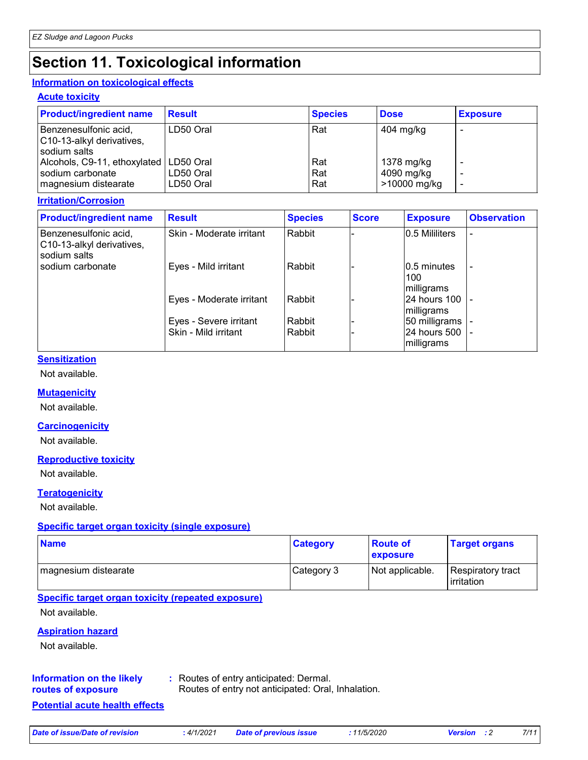# Section 11. Toxicological information

## Information on toxicological effects

### Acute toxicity

| Product/ingredient name | Result | Species | Dose | Exposure |
|---|---|---|---|---|
| Benzenesulfonic acid, C10-13-alkyl derivatives, sodium salts | LD50 Oral | Rat | 404 mg/kg | - |
| Alcohols, C9-11, ethoxylated | LD50 Oral | Rat | 1378 mg/kg | - |
| sodium carbonate | LD50 Oral | Rat | 4090 mg/kg | - |
| magnesium distearate | LD50 Oral | Rat | >10000 mg/kg | - |

### Irritation/Corrosion

| Product/ingredient name | Result | Species | Score | Exposure | Observation |
|---|---|---|---|---|---|
| Benzenesulfonic acid, C10-13-alkyl derivatives, sodium salts | Skin - Moderate irritant | Rabbit | - | 0.5 Mililiters | - |
| sodium carbonate | Eyes - Mild irritant | Rabbit | - | 0.5 minutes 100 milligrams | - |
| | Eyes - Moderate irritant | Rabbit | - | 24 hours 100 milligrams | - |
| | Eyes - Severe irritant | Rabbit | - | 50 milligrams | - |
| | Skin - Mild irritant | Rabbit | - | 24 hours 500 milligrams | - |

### Sensitization

Not available.

### Mutagenicity

Not available.

### Carcinogenicity

Not available.

### Reproductive toxicity

Not available.

### Teratogenicity

Not available.

### Specific target organ toxicity (single exposure)

| Name | Category | Route of exposure | Target organs |
|---|---|---|---|
| magnesium distearate | Category 3 | Not applicable. | Respiratory tract irritation |

### Specific target organ toxicity (repeated exposure)

Not available.

### Aspiration hazard

Not available.

**Information on the likely routes of exposure** : Routes of entry anticipated: Dermal.
Routes of entry not anticipated: Oral, Inhalation.

## Potential acute health effects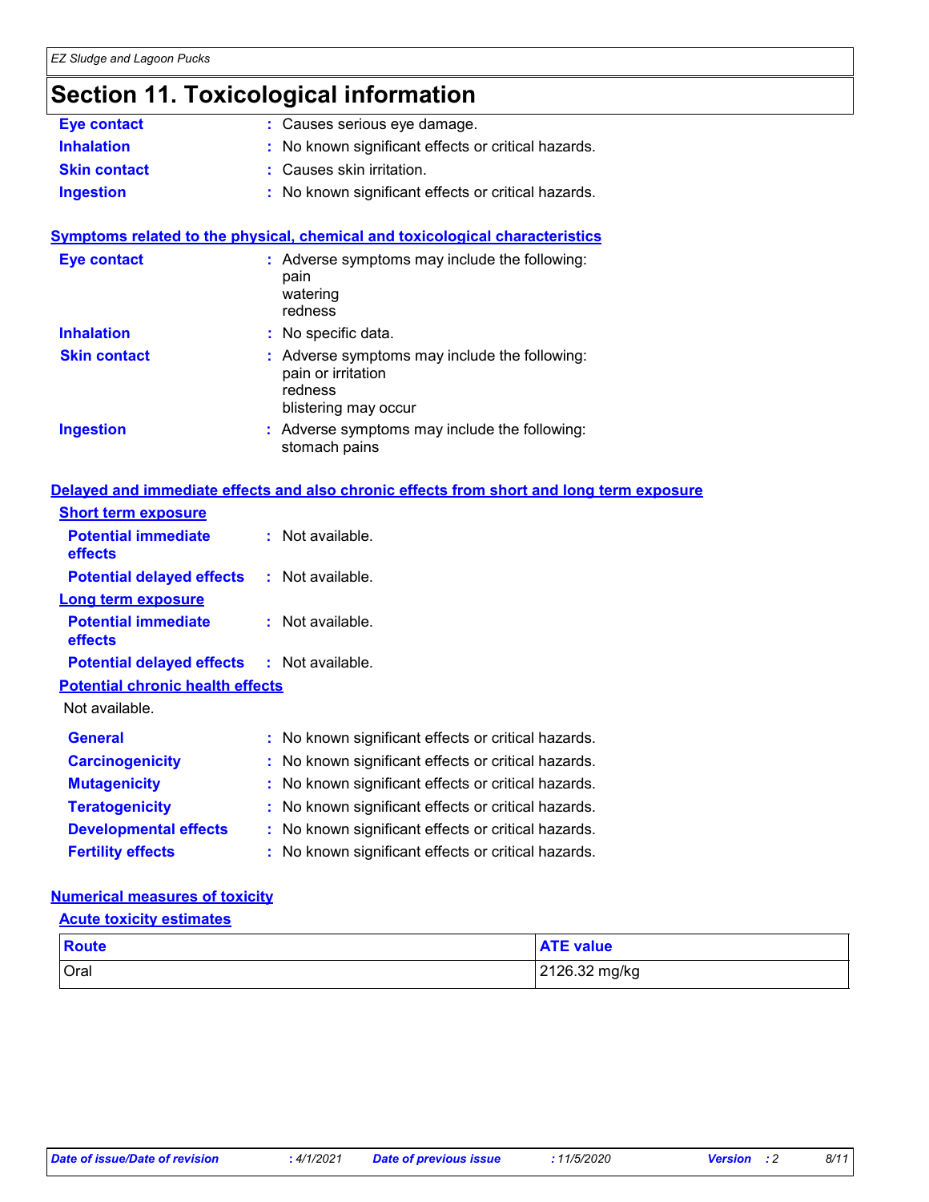# Section 11. Toxicological information

**Eye contact** : Causes serious eye damage.

**Inhalation** : No known significant effects or critical hazards.

**Skin contact** : Causes skin irritation.

**Ingestion** : No known significant effects or critical hazards.

## Symptoms related to the physical, chemical and toxicological characteristics

**Eye contact** : Adverse symptoms may include the following:
pain
watering
redness

**Inhalation** : No specific data.

**Skin contact** : Adverse symptoms may include the following:
pain or irritation
redness
blistering may occur

**Ingestion** : Adverse symptoms may include the following:
stomach pains

## Delayed and immediate effects and also chronic effects from short and long term exposure

### Short term exposure

**Potential immediate effects** : Not available.

**Potential delayed effects** : Not available.

### Long term exposure

**Potential immediate effects** : Not available.

**Potential delayed effects** : Not available.

### Potential chronic health effects

Not available.

**General** : No known significant effects or critical hazards.

**Carcinogenicity** : No known significant effects or critical hazards.

**Mutagenicity** : No known significant effects or critical hazards.

**Teratogenicity** : No known significant effects or critical hazards.

**Developmental effects** : No known significant effects or critical hazards.

**Fertility effects** : No known significant effects or critical hazards.

## Numerical measures of toxicity

### Acute toxicity estimates

| Route | ATE value |
| --- | --- |
| Oral | 2126.32 mg/kg |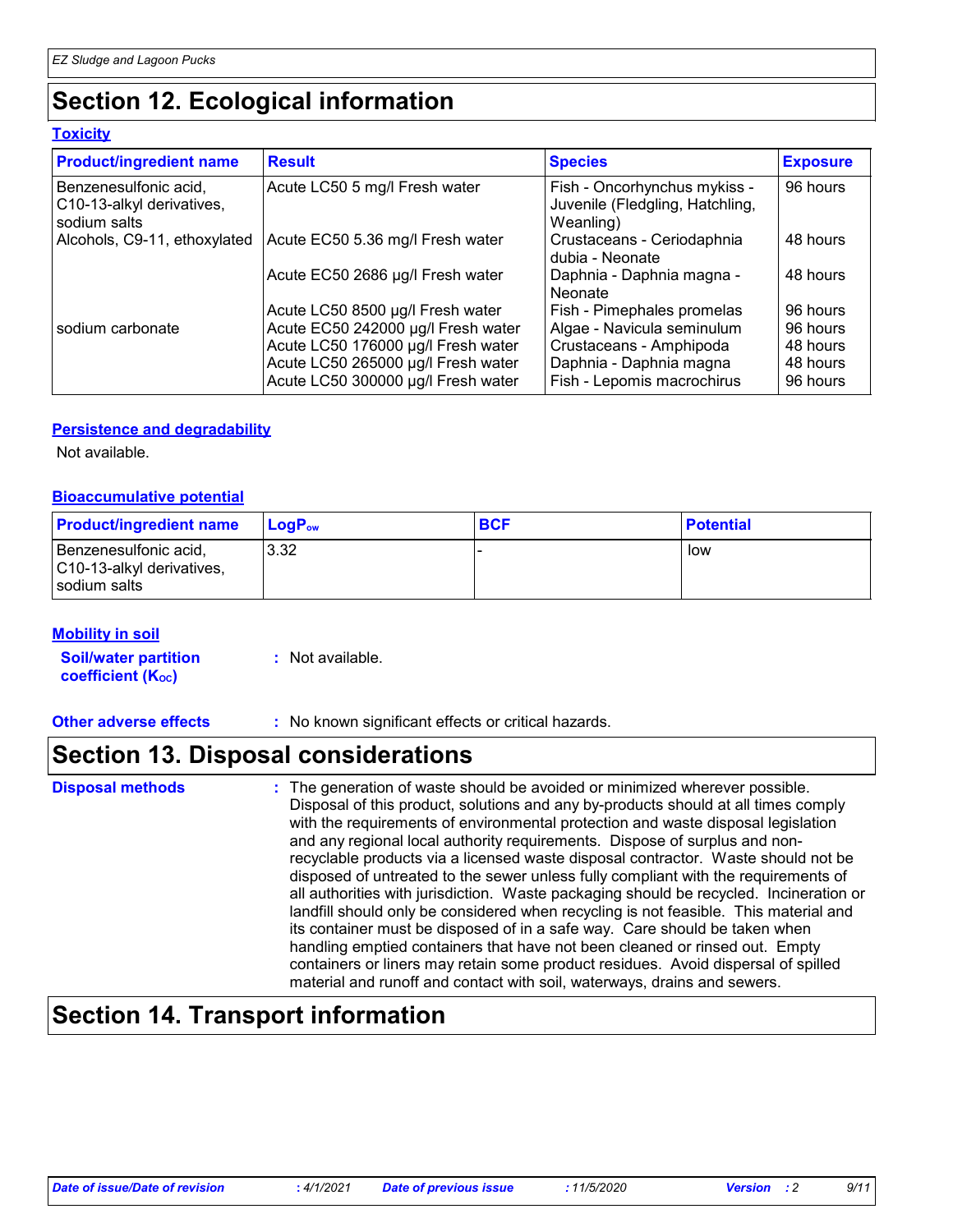# Section 12. Ecological information

### Toxicity

| Product/ingredient name | Result | Species | Exposure |
|---|---|---|---|
| Benzenesulfonic acid, C10-13-alkyl derivatives, sodium salts | Acute LC50 5 mg/l Fresh water | Fish - Oncorhynchus mykiss - Juvenile (Fledgling, Hatchling, Weanling) | 96 hours |
| Alcohols, C9-11, ethoxylated | Acute EC50 5.36 mg/l Fresh water | Crustaceans - Ceriodaphnia dubia - Neonate | 48 hours |
| | Acute EC50 2686 µg/l Fresh water | Daphnia - Daphnia magna - Neonate | 48 hours |
| | Acute LC50 8500 µg/l Fresh water | Fish - Pimephales promelas | 96 hours |
| sodium carbonate | Acute EC50 242000 µg/l Fresh water | Algae - Navicula seminulum | 96 hours |
| | Acute LC50 176000 µg/l Fresh water | Crustaceans - Amphipoda | 48 hours |
| | Acute LC50 265000 µg/l Fresh water | Daphnia - Daphnia magna | 48 hours |
| | Acute LC50 300000 µg/l Fresh water | Fish - Lepomis macrochirus | 96 hours |

### Persistence and degradability

Not available.

### Bioaccumulative potential

| Product/ingredient name | $LogP_{ow}$ | BCF | Potential |
|---|---|---|---|
| Benzenesulfonic acid, C10-13-alkyl derivatives, sodium salts | 3.32 | - | low |

### Mobility in soil

**Soil/water partition coefficient ($K_{OC}$)** : Not available.

**Other adverse effects** : No known significant effects or critical hazards.

# Section 13. Disposal considerations

**Disposal methods** : The generation of waste should be avoided or minimized wherever possible. Disposal of this product, solutions and any by-products should at all times comply with the requirements of environmental protection and waste disposal legislation and any regional local authority requirements. Dispose of surplus and non-recyclable products via a licensed waste disposal contractor. Waste should not be disposed of untreated to the sewer unless fully compliant with the requirements of all authorities with jurisdiction. Waste packaging should be recycled. Incineration or landfill should only be considered when recycling is not feasible. This material and its container must be disposed of in a safe way. Care should be taken when handling emptied containers that have not been cleaned or rinsed out. Empty containers or liners may retain some product residues. Avoid dispersal of spilled material and runoff and contact with soil, waterways, drains and sewers.

# Section 14. Transport information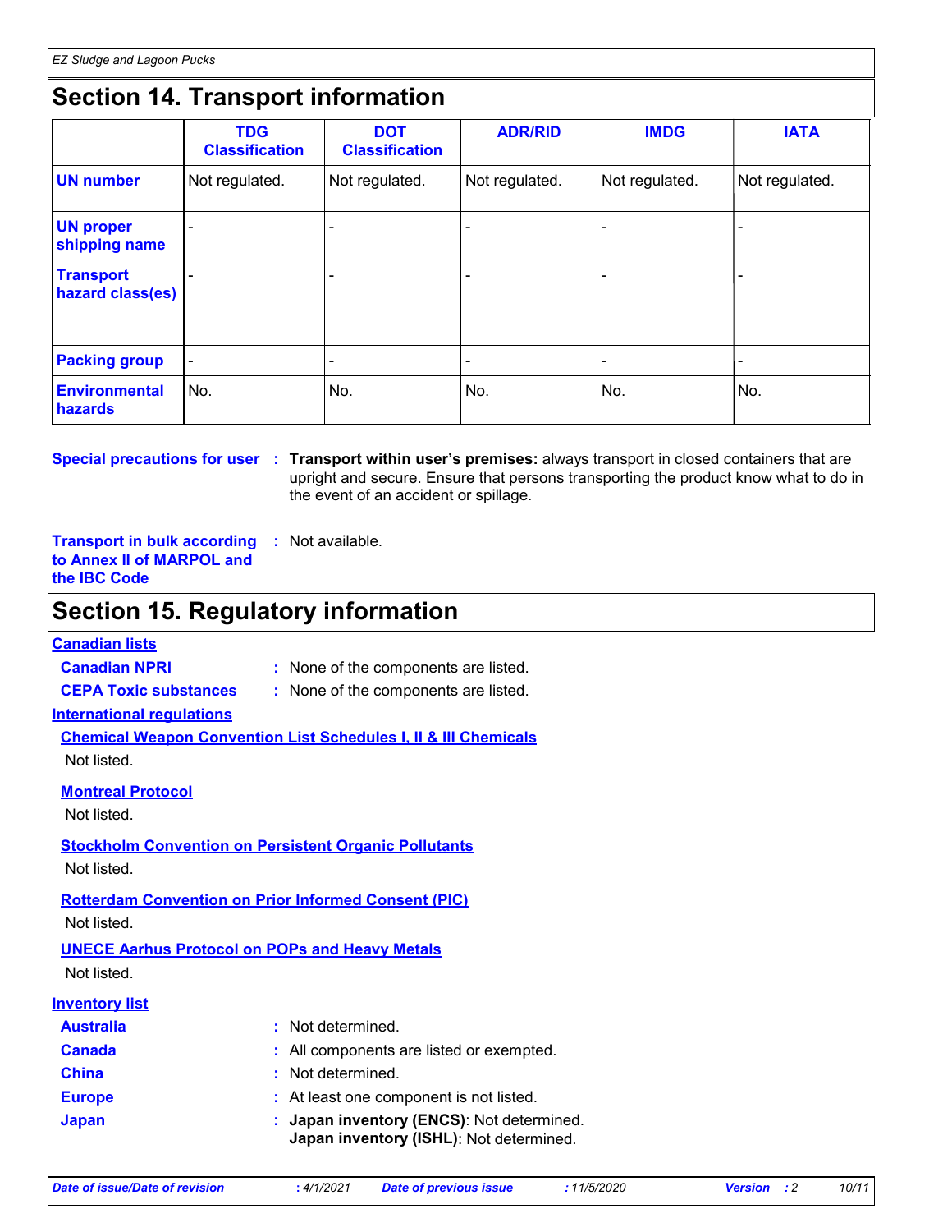# Section 14. Transport information

| | TDG Classification | DOT Classification | ADR/RID | IMDG | IATA |
|---|---|---|---|---|---|
| **UN number** | Not regulated. | Not regulated. | Not regulated. | Not regulated. | Not regulated. |
| **UN proper shipping name** | - | - | - | - | - |
| **Transport hazard class(es)** | - | - | - | - | - |
| **Packing group** | - | - | - | - | - |
| **Environmental hazards** | No. | No. | No. | No. | No. |

**Special precautions for user** : **Transport within user's premises:** always transport in closed containers that are upright and secure. Ensure that persons transporting the product know what to do in the event of an accident or spillage.

**Transport in bulk according to Annex II of MARPOL and the IBC Code** : Not available.

# Section 15. Regulatory information

**Canadian lists**

**Canadian NPRI** : None of the components are listed.

**CEPA Toxic substances** : None of the components are listed.

**International regulations**

**Chemical Weapon Convention List Schedules I, II & III Chemicals**

Not listed.

**Montreal Protocol**

Not listed.

**Stockholm Convention on Persistent Organic Pollutants**

Not listed.

**Rotterdam Convention on Prior Informed Consent (PIC)**

Not listed.

**UNECE Aarhus Protocol on POPs and Heavy Metals**

Not listed.

**Inventory list**

**Australia** : Not determined.

**Canada** : All components are listed or exempted.

**China** : Not determined.

**Europe** : At least one component is not listed.

**Japan** : **Japan inventory (ENCS)**: Not determined.
**Japan inventory (ISHL)**: Not determined.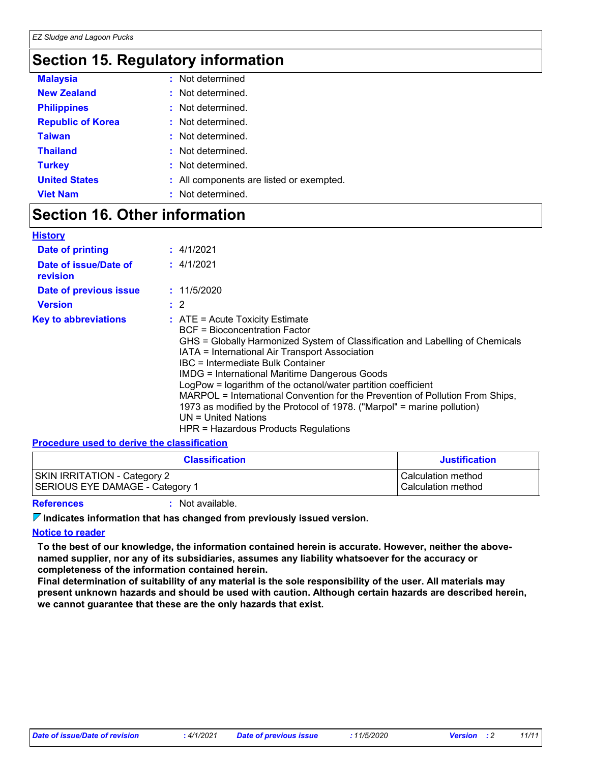# Section 15. Regulatory information

| | |
|---|---|
| **Malaysia** | : Not determined |
| **New Zealand** | : Not determined. |
| **Philippines** | : Not determined. |
| **Republic of Korea** | : Not determined. |
| **Taiwan** | : Not determined. |
| **Thailand** | : Not determined. |
| **Turkey** | : Not determined. |
| **United States** | : All components are listed or exempted. |
| **Viet Nam** | : Not determined. |

# Section 16. Other information

**History**

| | |
|---|---|
| **Date of printing** | : 4/1/2021 |
| **Date of issue/Date of revision** | : 4/1/2021 |
| **Date of previous issue** | : 11/5/2020 |
| **Version** | : 2 |

**Key to abbreviations** : ATE = Acute Toxicity Estimate
BCF = Bioconcentration Factor
GHS = Globally Harmonized System of Classification and Labelling of Chemicals
IATA = International Air Transport Association
IBC = Intermediate Bulk Container
IMDG = International Maritime Dangerous Goods
LogPow = logarithm of the octanol/water partition coefficient
MARPOL = International Convention for the Prevention of Pollution From Ships, 1973 as modified by the Protocol of 1978. ("Marpol" = marine pollution)
UN = United Nations
HPR = Hazardous Products Regulations

**Procedure used to derive the classification**

| Classification | Justification |
|---|---|
| SKIN IRRITATION - Category 2 | Calculation method |
| SERIOUS EYE DAMAGE - Category 1 | Calculation method |

**References** : Not available.

**Indicates information that has changed from previously issued version.**

**Notice to reader**

**To the best of our knowledge, the information contained herein is accurate. However, neither the above-named supplier, nor any of its subsidiaries, assumes any liability whatsoever for the accuracy or completeness of the information contained herein.**
**Final determination of suitability of any material is the sole responsibility of the user. All materials may present unknown hazards and should be used with caution. Although certain hazards are described herein, we cannot guarantee that these are the only hazards that exist.**